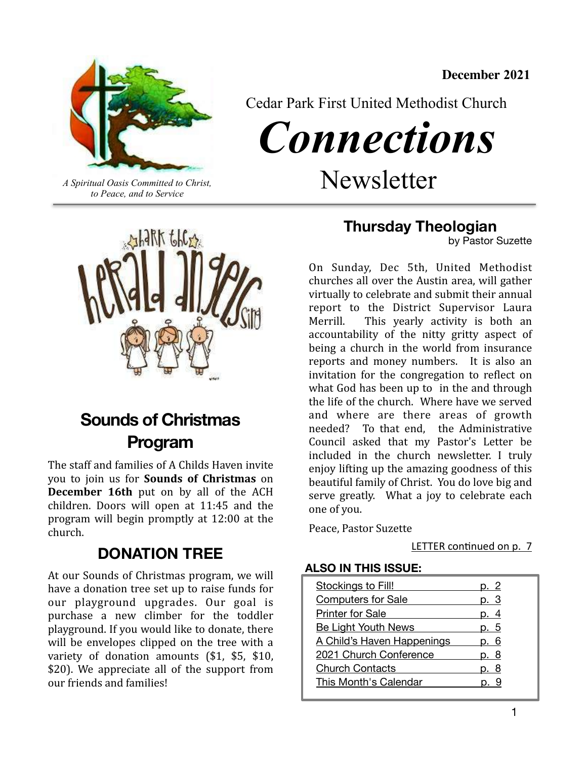December 2021

Cedar Park First United Methodist Church

# *Connections*

Newsletter

*A Spiritual Oasis Committed to Christ, to Peace, and to Service*

## Sounds of Christmas Program

The staff and families of A Childs Haven invite you to join us for **Sounds of Christmas** on **December 16th** put on by all of the ACH children. Doors will open at 11:45 and the program will begin promptly at 12:00 at the church.

## DONATION TREE

At our Sounds of Christmas program, we will have a donation tree set up to raise funds for our playground upgrades. Our goal is purchase a new climber for the toddler playground. If you would like to donate, there will be envelopes clipped on the tree with a variety of donation amounts ($1, $5, $10, $20). We appreciate all of the support from our friends and families!

## Thursday Theologian

by Pastor Suzette

On Sunday, Dec 5th, United Methodist churches all over the Austin area, will gather virtually to celebrate and submit their annual report to the District Supervisor Laura Merrill. This yearly activity is both an accountability of the nitty gritty aspect of being a church in the world from insurance reports and money numbers. It is also an invitation for the congregation to reflect on what God has been up to in the and through the life of the church. Where have we served and where are there areas of growth needed? To that end, the Administrative Council asked that my Pastor's Letter be included in the church newsletter. I truly enjoy lifting up the amazing goodness of this beautiful family of Christ. You do love big and serve greatly. What a joy to celebrate each one of you.

Peace, Pastor Suzette

LETTER continued on p. 7

**ALSO IN THIS ISSUE:**

| | |
|---|---|
| Stockings to Fill! | p. 2 |
| Computers for Sale | p. 3 |
| Printer for Sale | p. 4 |
| Be Light Youth News | p. 5 |
| A Child's Haven Happenings | p. 6 |
| 2021 Church Conference | p. 8 |
| Church Contacts | p. 8 |
| This Month's Calendar | p. 9 |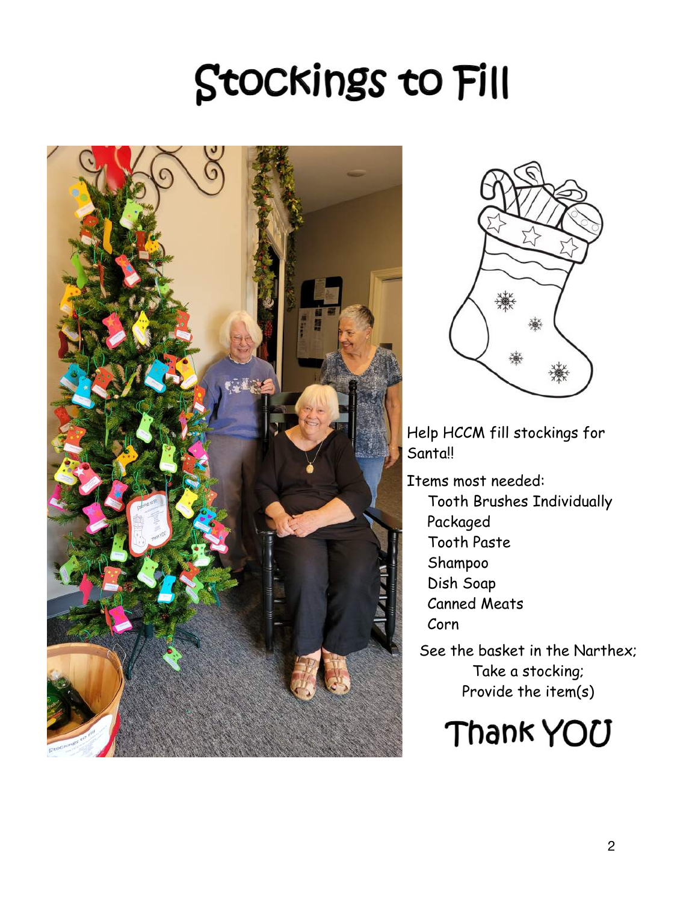# Stockings to Fill

Help HCCM fill stockings for Santa!!

Items most needed:

- Tooth Brushes Individually Packaged
- Tooth Paste
- Shampoo
- Dish Soap
- Canned Meats
- Corn

See the basket in the Narthex;
Take a stocking;
Provide the item(s)

# Thank YOU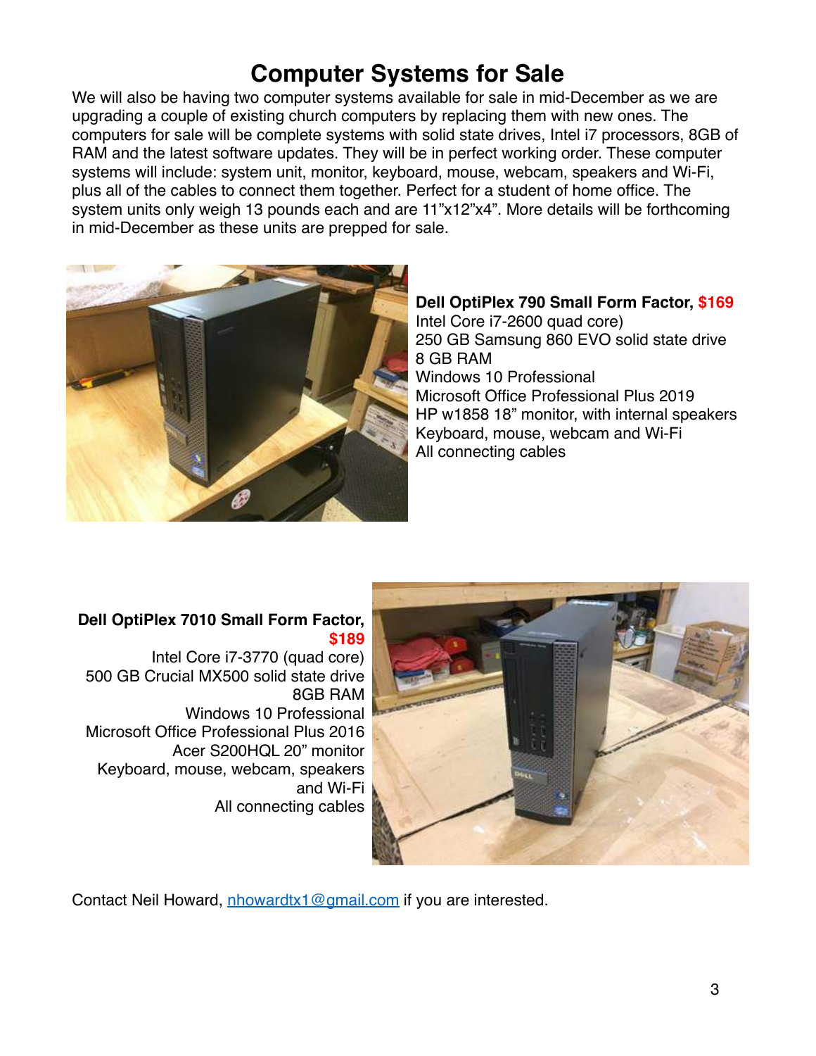# Computer Systems for Sale

We will also be having two computer systems available for sale in mid-December as we are upgrading a couple of existing church computers by replacing them with new ones. The computers for sale will be complete systems with solid state drives, Intel i7 processors, 8GB of RAM and the latest software updates. They will be in perfect working order. These computer systems will include: system unit, monitor, keyboard, mouse, webcam, speakers and Wi-Fi, plus all of the cables to connect them together. Perfect for a student of home office. The system units only weigh 13 pounds each and are 11"x12"x4". More details will be forthcoming in mid-December as these units are prepped for sale.

**Dell OptiPlex 790 Small Form Factor, $169**
Intel Core i7-2600 quad core)
250 GB Samsung 860 EVO solid state drive
8 GB RAM
Windows 10 Professional
Microsoft Office Professional Plus 2019
HP w1858 18" monitor, with internal speakers
Keyboard, mouse, webcam and Wi-Fi
All connecting cables

**Dell OptiPlex 7010 Small Form Factor, $189**
Intel Core i7-3770 (quad core)
500 GB Crucial MX500 solid state drive
8GB RAM
Windows 10 Professional
Microsoft Office Professional Plus 2016
Acer S200HQL 20" monitor
Keyboard, mouse, webcam, speakers and Wi-Fi
All connecting cables

Contact Neil Howard, nhowardtx1@gmail.com if you are interested.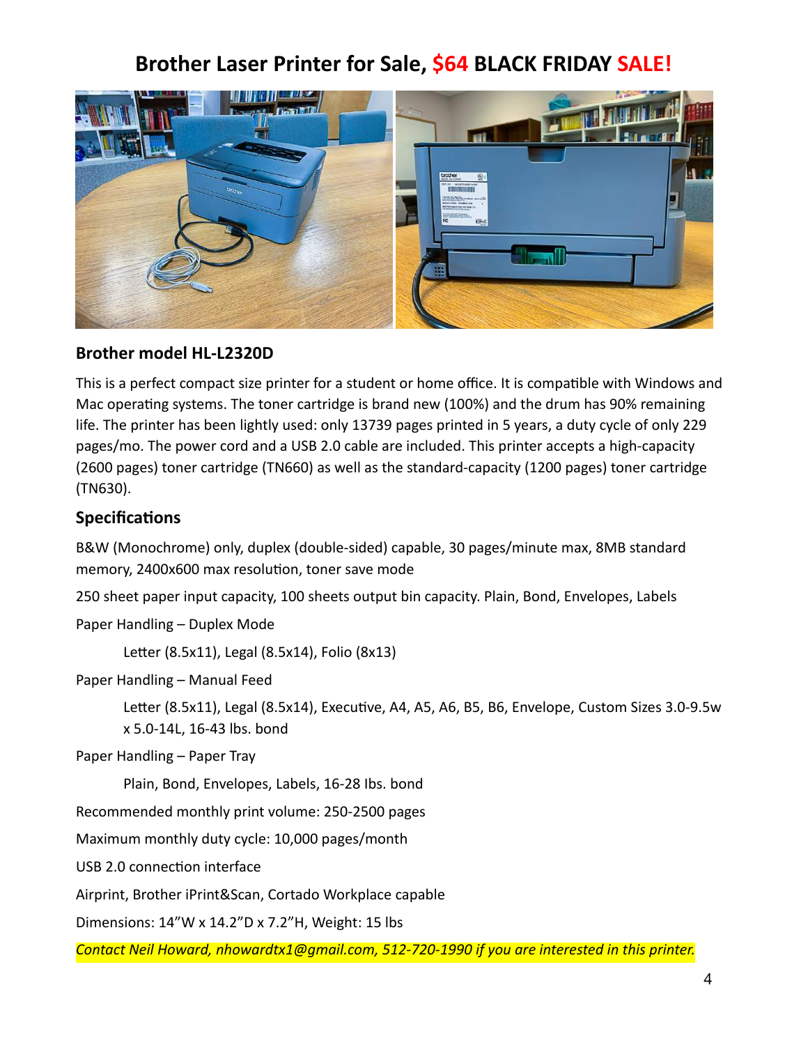# Brother Laser Printer for Sale, $64 BLACK FRIDAY SALE!

## Brother model HL-L2320D

This is a perfect compact size printer for a student or home office. It is compatible with Windows and Mac operating systems. The toner cartridge is brand new (100%) and the drum has 90% remaining life. The printer has been lightly used: only 13739 pages printed in 5 years, a duty cycle of only 229 pages/mo. The power cord and a USB 2.0 cable are included. This printer accepts a high-capacity (2600 pages) toner cartridge (TN660) as well as the standard-capacity (1200 pages) toner cartridge (TN630).

## Specifications

B&W (Monochrome) only, duplex (double-sided) capable, 30 pages/minute max, 8MB standard memory, 2400x600 max resolution, toner save mode

250 sheet paper input capacity, 100 sheets output bin capacity. Plain, Bond, Envelopes, Labels

Paper Handling – Duplex Mode

Letter (8.5x11), Legal (8.5x14), Folio (8x13)

Paper Handling – Manual Feed

Letter (8.5x11), Legal (8.5x14), Executive, A4, A5, A6, B5, B6, Envelope, Custom Sizes 3.0-9.5w x 5.0-14L, 16-43 lbs. bond

Paper Handling – Paper Tray

Plain, Bond, Envelopes, Labels, 16-28 lbs. bond

Recommended monthly print volume: 250-2500 pages

Maximum monthly duty cycle: 10,000 pages/month

USB 2.0 connection interface

Airprint, Brother iPrint&Scan, Cortado Workplace capable

Dimensions: 14"W x 14.2"D x 7.2"H, Weight: 15 lbs

*Contact Neil Howard, nhowardtx1@gmail.com, 512-720-1990 if you are interested in this printer.*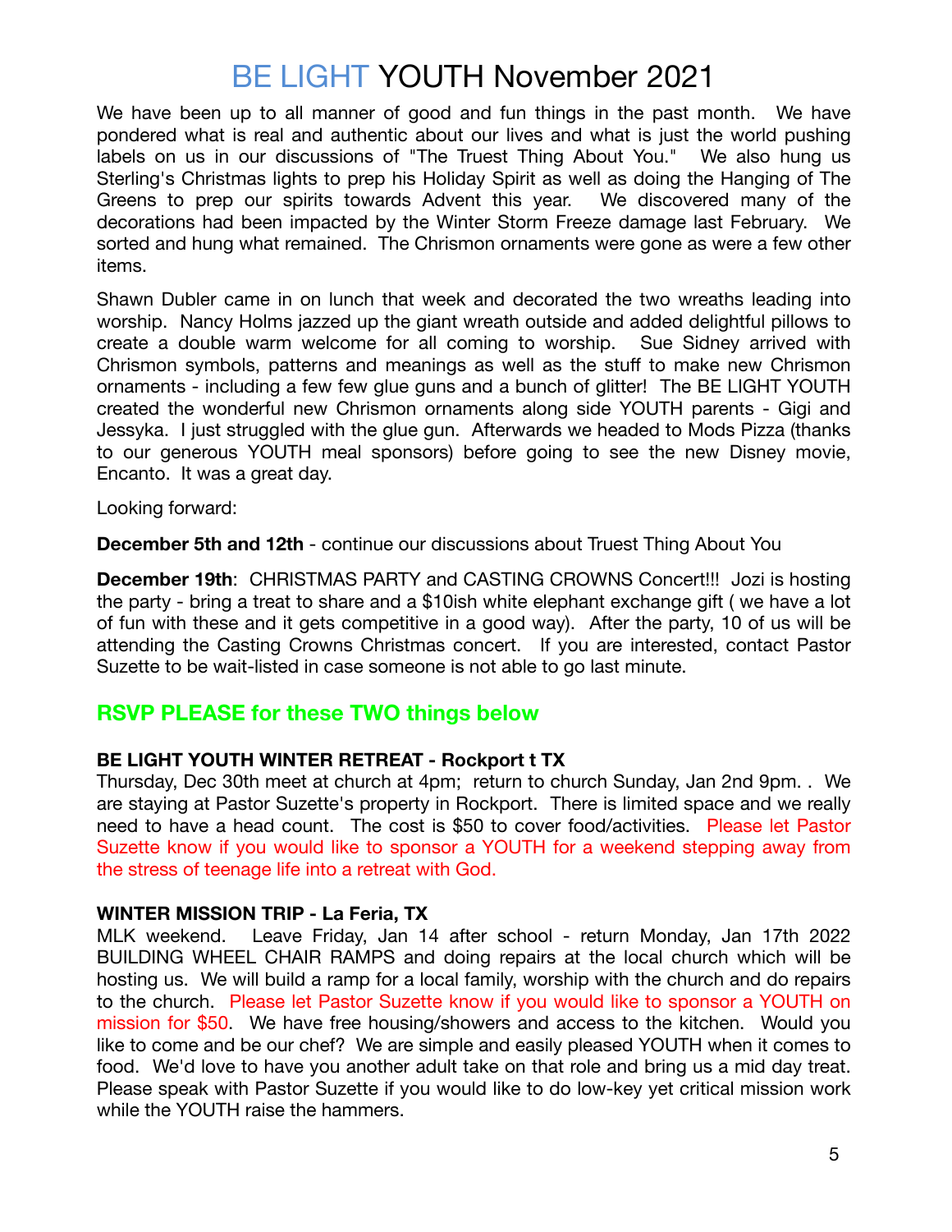# BE LIGHT YOUTH November 2021

We have been up to all manner of good and fun things in the past month. We have pondered what is real and authentic about our lives and what is just the world pushing labels on us in our discussions of "The Truest Thing About You." We also hung us Sterling's Christmas lights to prep his Holiday Spirit as well as doing the Hanging of The Greens to prep our spirits towards Advent this year. We discovered many of the decorations had been impacted by the Winter Storm Freeze damage last February. We sorted and hung what remained. The Chrismon ornaments were gone as were a few other items.

Shawn Dubler came in on lunch that week and decorated the two wreaths leading into worship. Nancy Holms jazzed up the giant wreath outside and added delightful pillows to create a double warm welcome for all coming to worship. Sue Sidney arrived with Chrismon symbols, patterns and meanings as well as the stuff to make new Chrismon ornaments - including a few few glue guns and a bunch of glitter! The BE LIGHT YOUTH created the wonderful new Chrismon ornaments along side YOUTH parents - Gigi and Jessyka. I just struggled with the glue gun. Afterwards we headed to Mods Pizza (thanks to our generous YOUTH meal sponsors) before going to see the new Disney movie, Encanto. It was a great day.

Looking forward:

**December 5th and 12th** - continue our discussions about Truest Thing About You

**December 19th**: CHRISTMAS PARTY and CASTING CROWNS Concert!!! Jozi is hosting the party - bring a treat to share and a $10ish white elephant exchange gift ( we have a lot of fun with these and it gets competitive in a good way). After the party, 10 of us will be attending the Casting Crowns Christmas concert. If you are interested, contact Pastor Suzette to be wait-listed in case someone is not able to go last minute.

## RSVP PLEASE for these TWO things below

**BE LIGHT YOUTH WINTER RETREAT - Rockport t TX**

Thursday, Dec 30th meet at church at 4pm; return to church Sunday, Jan 2nd 9pm. . We are staying at Pastor Suzette's property in Rockport. There is limited space and we really need to have a head count. The cost is $50 to cover food/activities. Please let Pastor Suzette know if you would like to sponsor a YOUTH for a weekend stepping away from the stress of teenage life into a retreat with God.

**WINTER MISSION TRIP - La Feria, TX**

MLK weekend. Leave Friday, Jan 14 after school - return Monday, Jan 17th 2022 BUILDING WHEEL CHAIR RAMPS and doing repairs at the local church which will be hosting us. We will build a ramp for a local family, worship with the church and do repairs to the church. Please let Pastor Suzette know if you would like to sponsor a YOUTH on mission for $50. We have free housing/showers and access to the kitchen. Would you like to come and be our chef? We are simple and easily pleased YOUTH when it comes to food. We'd love to have you another adult take on that role and bring us a mid day treat. Please speak with Pastor Suzette if you would like to do low-key yet critical mission work while the YOUTH raise the hammers.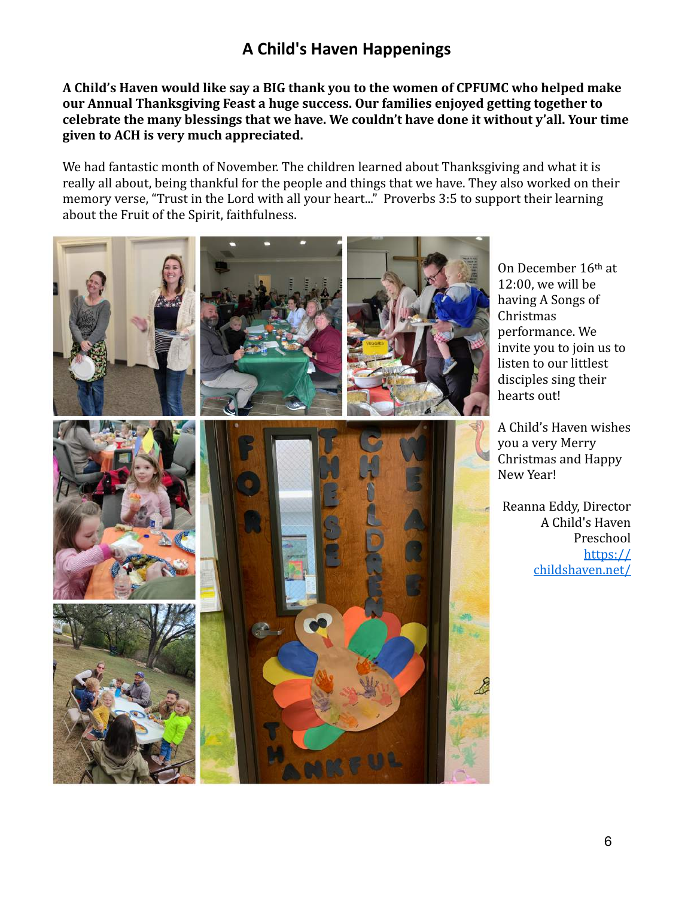# A Child's Haven Happenings

**A Child's Haven would like say a BIG thank you to the women of CPFUMC who helped make our Annual Thanksgiving Feast a huge success. Our families enjoyed getting together to celebrate the many blessings that we have. We couldn't have done it without y'all. Your time given to ACH is very much appreciated.**

We had fantastic month of November. The children learned about Thanksgiving and what it is really all about, being thankful for the people and things that we have. They also worked on their memory verse, "Trust in the Lord with all your heart..." Proverbs 3:5 to support their learning about the Fruit of the Spirit, faithfulness.

On December 16th at 12:00, we will be having A Songs of Christmas performance. We invite you to join us to listen to our littlest disciples sing their hearts out!

A Child's Haven wishes you a very Merry Christmas and Happy New Year!

Reanna Eddy, Director
A Child's Haven Preschool
https://childshaven.net/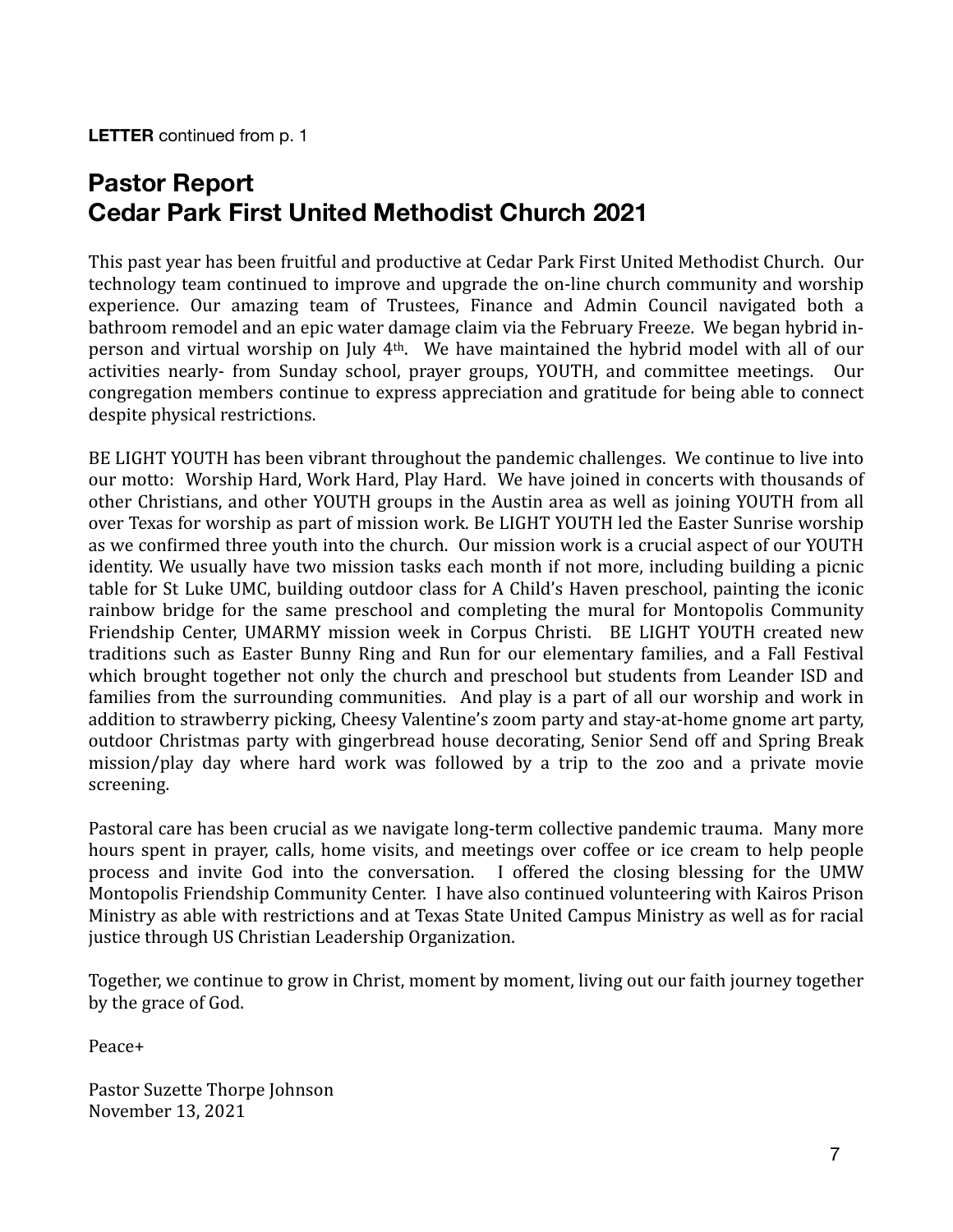**LETTER** continued from p. 1

## Pastor Report
## Cedar Park First United Methodist Church 2021

This past year has been fruitful and productive at Cedar Park First United Methodist Church. Our technology team continued to improve and upgrade the on-line church community and worship experience. Our amazing team of Trustees, Finance and Admin Council navigated both a bathroom remodel and an epic water damage claim via the February Freeze. We began hybrid in-person and virtual worship on July 4th. We have maintained the hybrid model with all of our activities nearly- from Sunday school, prayer groups, YOUTH, and committee meetings. Our congregation members continue to express appreciation and gratitude for being able to connect despite physical restrictions.

BE LIGHT YOUTH has been vibrant throughout the pandemic challenges. We continue to live into our motto: Worship Hard, Work Hard, Play Hard. We have joined in concerts with thousands of other Christians, and other YOUTH groups in the Austin area as well as joining YOUTH from all over Texas for worship as part of mission work. Be LIGHT YOUTH led the Easter Sunrise worship as we confirmed three youth into the church. Our mission work is a crucial aspect of our YOUTH identity. We usually have two mission tasks each month if not more, including building a picnic table for St Luke UMC, building outdoor class for A Child's Haven preschool, painting the iconic rainbow bridge for the same preschool and completing the mural for Montopolis Community Friendship Center, UMARMY mission week in Corpus Christi. BE LIGHT YOUTH created new traditions such as Easter Bunny Ring and Run for our elementary families, and a Fall Festival which brought together not only the church and preschool but students from Leander ISD and families from the surrounding communities. And play is a part of all our worship and work in addition to strawberry picking, Cheesy Valentine's zoom party and stay-at-home gnome art party, outdoor Christmas party with gingerbread house decorating, Senior Send off and Spring Break mission/play day where hard work was followed by a trip to the zoo and a private movie screening.

Pastoral care has been crucial as we navigate long-term collective pandemic trauma. Many more hours spent in prayer, calls, home visits, and meetings over coffee or ice cream to help people process and invite God into the conversation. I offered the closing blessing for the UMW Montopolis Friendship Community Center. I have also continued volunteering with Kairos Prison Ministry as able with restrictions and at Texas State United Campus Ministry as well as for racial justice through US Christian Leadership Organization.

Together, we continue to grow in Christ, moment by moment, living out our faith journey together by the grace of God.

Peace+

Pastor Suzette Thorpe Johnson
November 13, 2021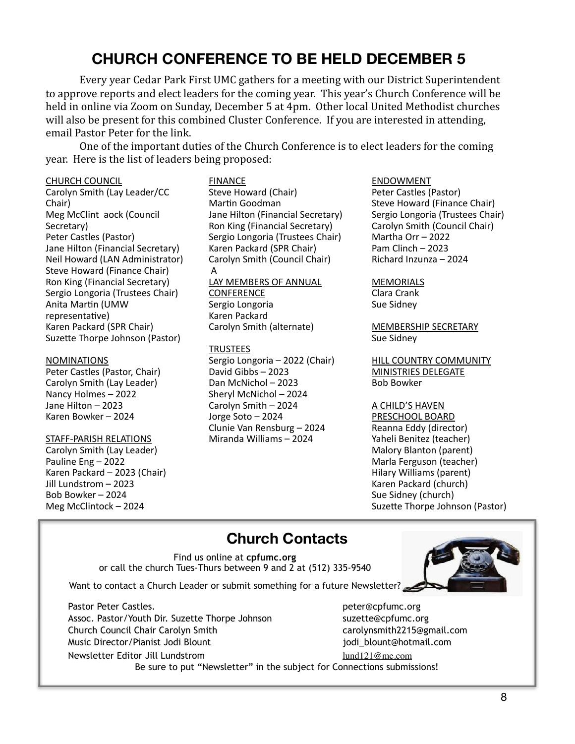# CHURCH CONFERENCE TO BE HELD DECEMBER 5

Every year Cedar Park First UMC gathers for a meeting with our District Superintendent to approve reports and elect leaders for the coming year. This year's Church Conference will be held in online via Zoom on Sunday, December 5 at 4pm. Other local United Methodist churches will also be present for this combined Cluster Conference. If you are interested in attending, email Pastor Peter for the link.

One of the important duties of the Church Conference is to elect leaders for the coming year. Here is the list of leaders being proposed:

CHURCH COUNCIL
Carolyn Smith (Lay Leader/CC Chair)
Meg McClint aock (Council Secretary)
Peter Castles (Pastor)
Jane Hilton (Financial Secretary)
Neil Howard (LAN Administrator)
Steve Howard (Finance Chair)
Ron King (Financial Secretary)
Sergio Longoria (Trustees Chair)
Anita Martin (UMW representative)
Karen Packard (SPR Chair)
Suzette Thorpe Johnson (Pastor)

NOMINATIONS
Peter Castles (Pastor, Chair)
Carolyn Smith (Lay Leader)
Nancy Holmes – 2022
Jane Hilton – 2023
Karen Bowker – 2024

STAFF-PARISH RELATIONS
Carolyn Smith (Lay Leader)
Pauline Eng – 2022
Karen Packard – 2023 (Chair)
Jill Lundstrom – 2023
Bob Bowker – 2024
Meg McClintock – 2024

FINANCE
Steve Howard (Chair)
Martin Goodman
Jane Hilton (Financial Secretary)
Ron King (Financial Secretary)
Sergio Longoria (Trustees Chair)
Karen Packard (SPR Chair)
Carolyn Smith (Council Chair)
A

LAY MEMBERS OF ANNUAL CONFERENCE
Sergio Longoria
Karen Packard
Carolyn Smith (alternate)

TRUSTEES
Sergio Longoria – 2022 (Chair)
David Gibbs – 2023
Dan McNichol – 2023
Sheryl McNichol – 2024
Carolyn Smith – 2024
Jorge Soto – 2024
Clunie Van Rensburg – 2024
Miranda Williams – 2024

ENDOWMENT
Peter Castles (Pastor)
Steve Howard (Finance Chair)
Sergio Longoria (Trustees Chair)
Carolyn Smith (Council Chair)
Martha Orr – 2022
Pam Clinch – 2023
Richard Inzunza – 2024

MEMORIALS
Clara Crank
Sue Sidney

MEMBERSHIP SECRETARY
Sue Sidney

HILL COUNTRY COMMUNITY MINISTRIES DELEGATE
Bob Bowker

A CHILD'S HAVEN PRESCHOOL BOARD
Reanna Eddy (director)
Yaheli Benitez (teacher)
Malory Blanton (parent)
Marla Ferguson (teacher)
Hilary Williams (parent)
Karen Packard (church)
Sue Sidney (church)
Suzette Thorpe Johnson (Pastor)

## Church Contacts

Find us online at **cpfumc.org**
or call the church Tues-Thurs between 9 and 2 at (512) 335-9540

Want to contact a Church Leader or submit something for a future Newsletter?

Pastor Peter Castles. — peter@cpfumc.org
Assoc. Pastor/Youth Dir. Suzette Thorpe Johnson — suzette@cpfumc.org
Church Council Chair Carolyn Smith — carolynsmith2215@gmail.com
Music Director/Pianist Jodi Blount — jodi_blount@hotmail.com
Newsletter Editor Jill Lundstrom — lund121@me.com

Be sure to put "Newsletter" in the subject for Connections submissions!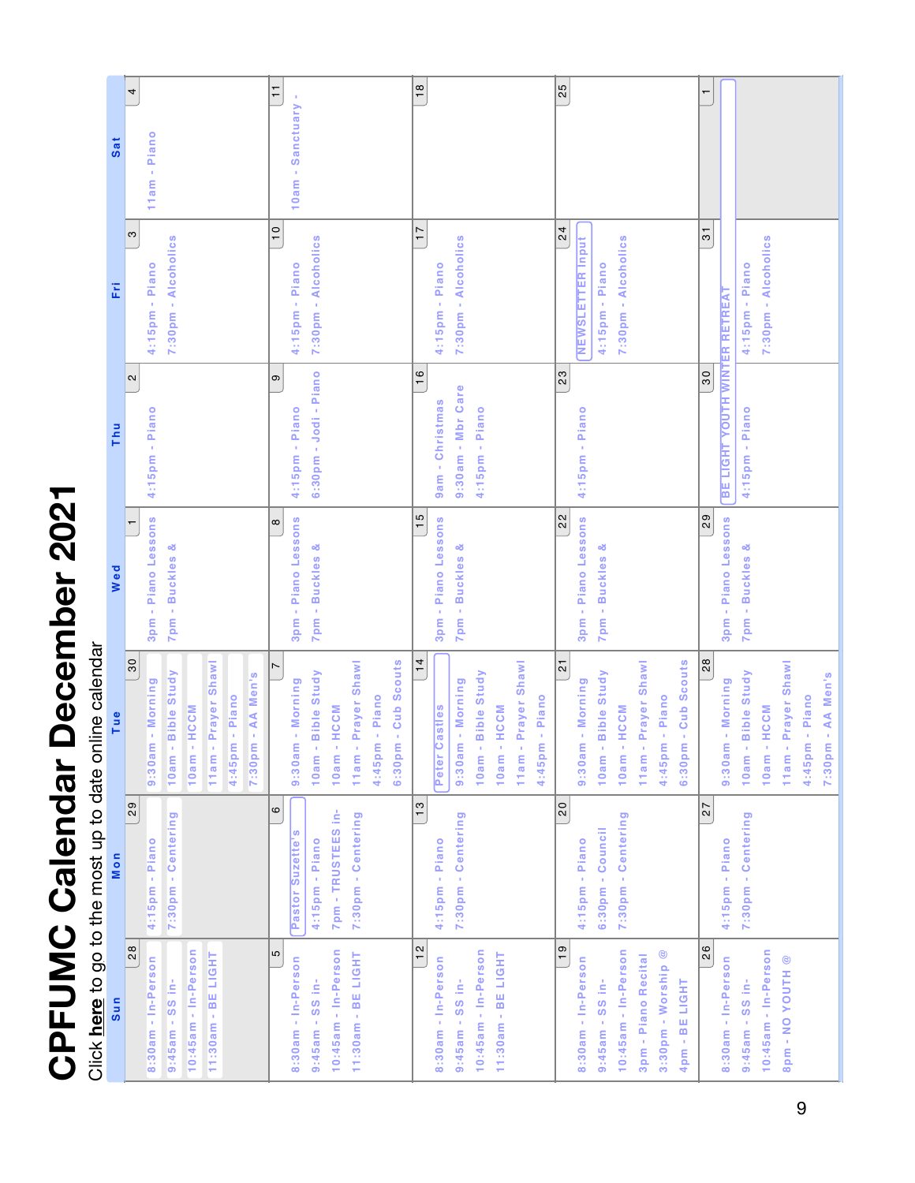# CPFUMC Calendar December 2021

Click here to go to the most up to date online calendar

| Sun | Mon | Tue | Wed | Thu | Fri | Sat |
|---|---|---|---|---|---|---|
| 28<br>8:30am - In-Person<br>9:45am - SS in-<br>10:45am - In-Person<br>11:30am - BE LIGHT | 29<br>4:15pm - Piano<br>7:30pm - Centering | 30<br>9:30am - Morning<br>10am - Bible Study<br>10am - HCCM<br>11am - Prayer Shawl<br>4:45pm - Piano<br>7:30pm - AA Men's | 1<br>3pm - Piano Lessons<br>7pm - Buckles & | 2<br>4:15pm - Piano | 3<br>4:15pm - Piano<br>7:30pm - Alcoholics | 4<br>11am - Piano |
| 5<br>8:30am - In-Person<br>9:45am - SS in-<br>10:45am - In-Person<br>11:30am - BE LIGHT | 6<br>Pastor Suzette's<br>4:15pm - Piano<br>7pm - TRUSTEES in-<br>7:30pm - Centering | 7<br>9:30am - Morning<br>10am - Bible Study<br>10am - HCCM<br>11am - Prayer Shawl<br>4:45pm - Piano<br>6:30pm - Cub Scouts | 8<br>3pm - Piano Lessons<br>7pm - Buckles & | 9<br>4:15pm - Piano<br>6:30pm - Jodi - Piano | 10<br>4:15pm - Piano<br>7:30pm - Alcoholics | 11<br>10am - Sanctuary - |
| 12<br>8:30am - In-Person<br>9:45am - SS in-<br>10:45am - In-Person<br>11:30am - BE LIGHT | 13<br>4:15pm - Piano<br>7:30pm - Centering | 14<br>Peter Castles<br>9:30am - Morning<br>10am - Bible Study<br>10am - HCCM<br>11am - Prayer Shawl<br>4:45pm - Piano | 15<br>3pm - Piano Lessons<br>7pm - Buckles & | 16<br>9am - Christmas<br>9:30am - Mbr Care<br>4:15pm - Piano | 17<br>4:15pm - Piano<br>7:30pm - Alcoholics | 18 |
| 19<br>8:30am - In-Person<br>9:45am - SS in-<br>10:45am - In-Person<br>3pm - Piano Recital<br>3:30pm - Worship @<br>4pm - BE LIGHT | 20<br>4:15pm - Piano<br>6:30pm - Council<br>7:30pm - Centering | 21<br>9:30am - Morning<br>10am - Bible Study<br>10am - HCCM<br>11am - Prayer Shawl<br>4:45pm - Piano<br>6:30pm - Cub Scouts | 22<br>3pm - Piano Lessons<br>7pm - Buckles & | 23<br>4:15pm - Piano | 24<br>NEWSLETTER Input<br>4:15pm - Piano<br>7:30pm - Alcoholics | 25 |
| 26<br>8:30am - In-Person<br>9:45am - SS in-<br>10:45am - In-Person<br>8pm - NO YOUTH @ | 27<br>4:15pm - Piano<br>7:30pm - Centering | 28<br>9:30am - Morning<br>10am - Bible Study<br>10am - HCCM<br>11am - Prayer Shawl<br>4:45pm - Piano<br>7:30pm - AA Men's | 29<br>3pm - Piano Lessons<br>7pm - Buckles & | 30<br>BE LIGHT YOUTH WINTER RETREAT<br>4:15pm - Piano | 31<br>BE LIGHT YOUTH WINTER RETREAT<br>4:15pm - Piano<br>7:30pm - Alcoholics | 1 |